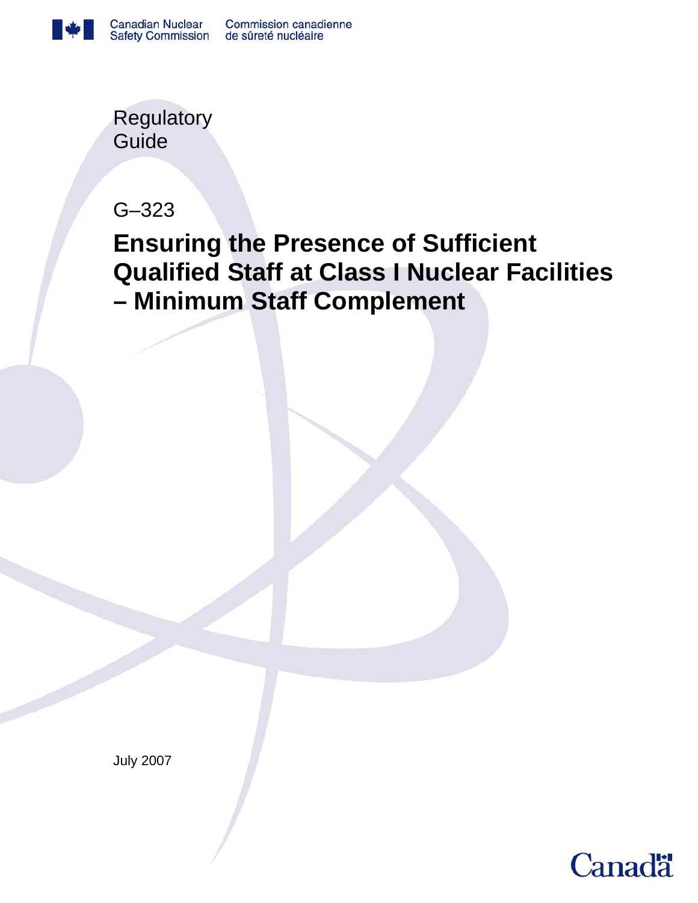Canadian Nuclear Safety Commission | Commission canadienne de sûreté nucléaire

Regulatory Guide

G–323

# Ensuring the Presence of Sufficient Qualified Staff at Class I Nuclear Facilities – Minimum Staff Complement

July 2007

Canada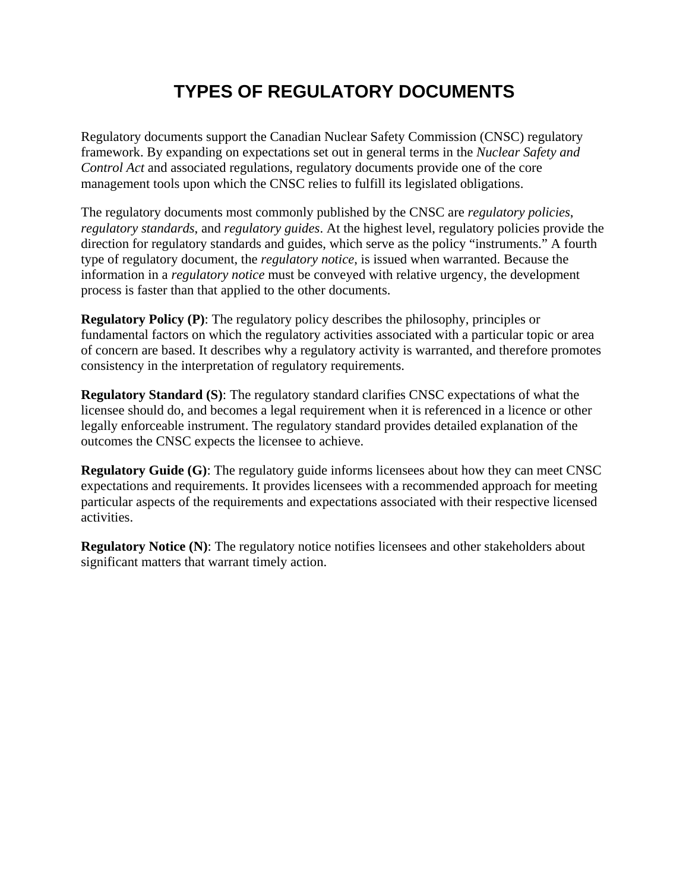# TYPES OF REGULATORY DOCUMENTS

Regulatory documents support the Canadian Nuclear Safety Commission (CNSC) regulatory framework. By expanding on expectations set out in general terms in the *Nuclear Safety and Control Act* and associated regulations, regulatory documents provide one of the core management tools upon which the CNSC relies to fulfill its legislated obligations.

The regulatory documents most commonly published by the CNSC are *regulatory policies*, *regulatory standards*, and *regulatory guides*. At the highest level, regulatory policies provide the direction for regulatory standards and guides, which serve as the policy "instruments." A fourth type of regulatory document, the *regulatory notice*, is issued when warranted. Because the information in a *regulatory notice* must be conveyed with relative urgency, the development process is faster than that applied to the other documents.

**Regulatory Policy (P)**: The regulatory policy describes the philosophy, principles or fundamental factors on which the regulatory activities associated with a particular topic or area of concern are based. It describes why a regulatory activity is warranted, and therefore promotes consistency in the interpretation of regulatory requirements.

**Regulatory Standard (S)**: The regulatory standard clarifies CNSC expectations of what the licensee should do, and becomes a legal requirement when it is referenced in a licence or other legally enforceable instrument. The regulatory standard provides detailed explanation of the outcomes the CNSC expects the licensee to achieve.

**Regulatory Guide (G)**: The regulatory guide informs licensees about how they can meet CNSC expectations and requirements. It provides licensees with a recommended approach for meeting particular aspects of the requirements and expectations associated with their respective licensed activities.

**Regulatory Notice (N)**: The regulatory notice notifies licensees and other stakeholders about significant matters that warrant timely action.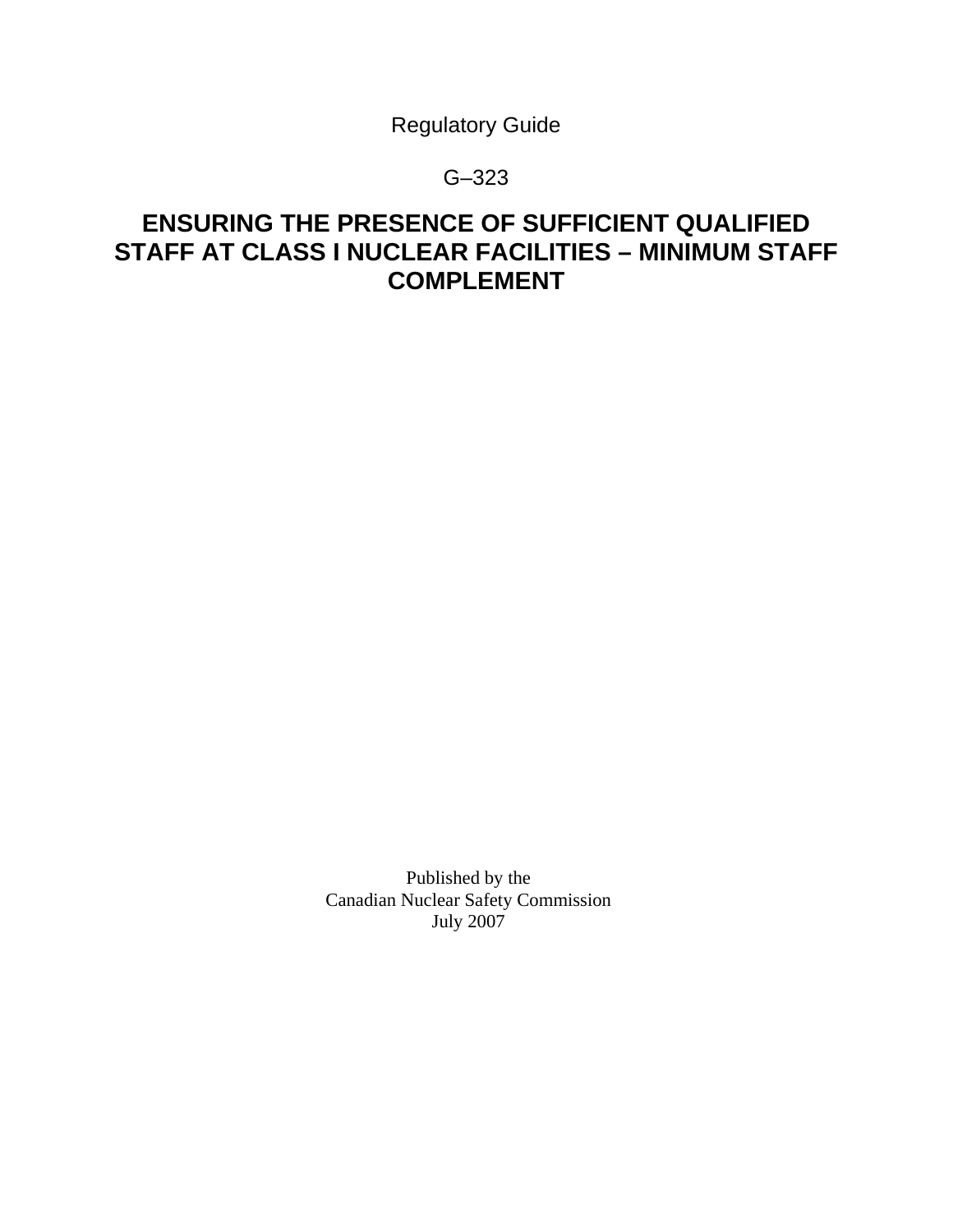Regulatory Guide

G–323

# ENSURING THE PRESENCE OF SUFFICIENT QUALIFIED STAFF AT CLASS I NUCLEAR FACILITIES – MINIMUM STAFF COMPLEMENT

Published by the
Canadian Nuclear Safety Commission
July 2007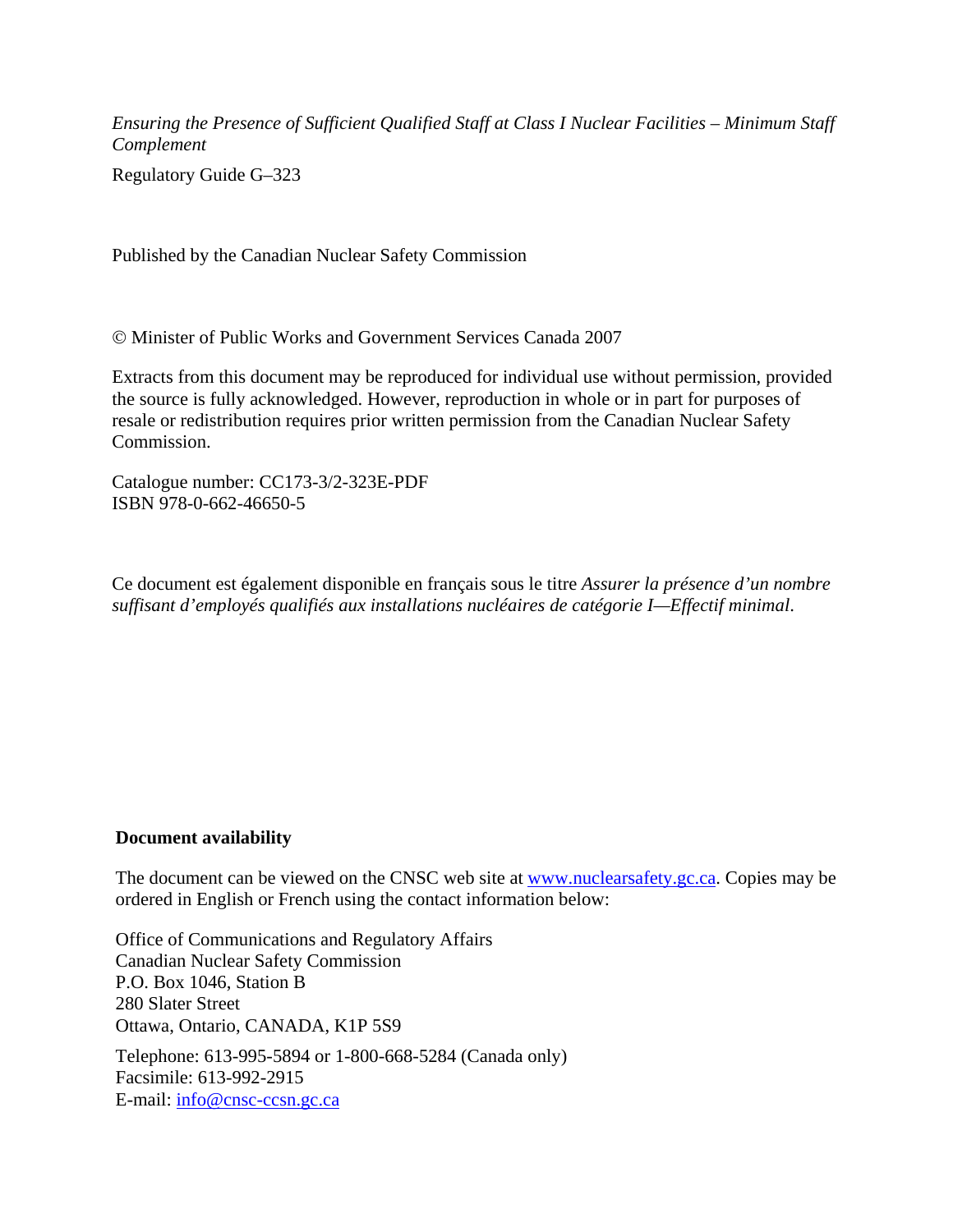*Ensuring the Presence of Sufficient Qualified Staff at Class I Nuclear Facilities – Minimum Staff Complement*

Regulatory Guide G–323

Published by the Canadian Nuclear Safety Commission

© Minister of Public Works and Government Services Canada 2007

Extracts from this document may be reproduced for individual use without permission, provided the source is fully acknowledged. However, reproduction in whole or in part for purposes of resale or redistribution requires prior written permission from the Canadian Nuclear Safety Commission.

Catalogue number: CC173-3/2-323E-PDF
ISBN 978-0-662-46650-5

Ce document est également disponible en français sous le titre *Assurer la présence d'un nombre suffisant d'employés qualifiés aux installations nucléaires de catégorie I—Effectif minimal*.

**Document availability**

The document can be viewed on the CNSC web site at www.nuclearsafety.gc.ca. Copies may be ordered in English or French using the contact information below:

Office of Communications and Regulatory Affairs
Canadian Nuclear Safety Commission
P.O. Box 1046, Station B
280 Slater Street
Ottawa, Ontario, CANADA, K1P 5S9

Telephone: 613-995-5894 or 1-800-668-5284 (Canada only)
Facsimile: 613-992-2915
E-mail: info@cnsc-ccsn.gc.ca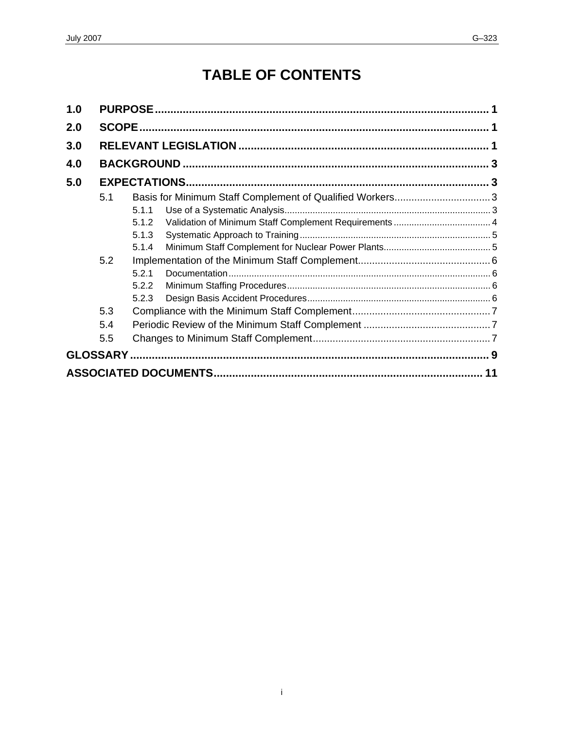# TABLE OF CONTENTS

| | | |
|---|---|---|
| **1.0** | **PURPOSE** | **1** |
| **2.0** | **SCOPE** | **1** |
| **3.0** | **RELEVANT LEGISLATION** | **1** |
| **4.0** | **BACKGROUND** | **3** |
| **5.0** | **EXPECTATIONS** | **3** |
| 5.1 | Basis for Minimum Staff Complement of Qualified Workers | 3 |
| 5.1.1 | Use of a Systematic Analysis | 3 |
| 5.1.2 | Validation of Minimum Staff Complement Requirements | 4 |
| 5.1.3 | Systematic Approach to Training | 5 |
| 5.1.4 | Minimum Staff Complement for Nuclear Power Plants | 5 |
| 5.2 | Implementation of the Minimum Staff Complement | 6 |
| 5.2.1 | Documentation | 6 |
| 5.2.2 | Minimum Staffing Procedures | 6 |
| 5.2.3 | Design Basis Accident Procedures | 6 |
| 5.3 | Compliance with the Minimum Staff Complement | 7 |
| 5.4 | Periodic Review of the Minimum Staff Complement | 7 |
| 5.5 | Changes to Minimum Staff Complement | 7 |
| | **GLOSSARY** | **9** |
| | **ASSOCIATED DOCUMENTS** | **11** |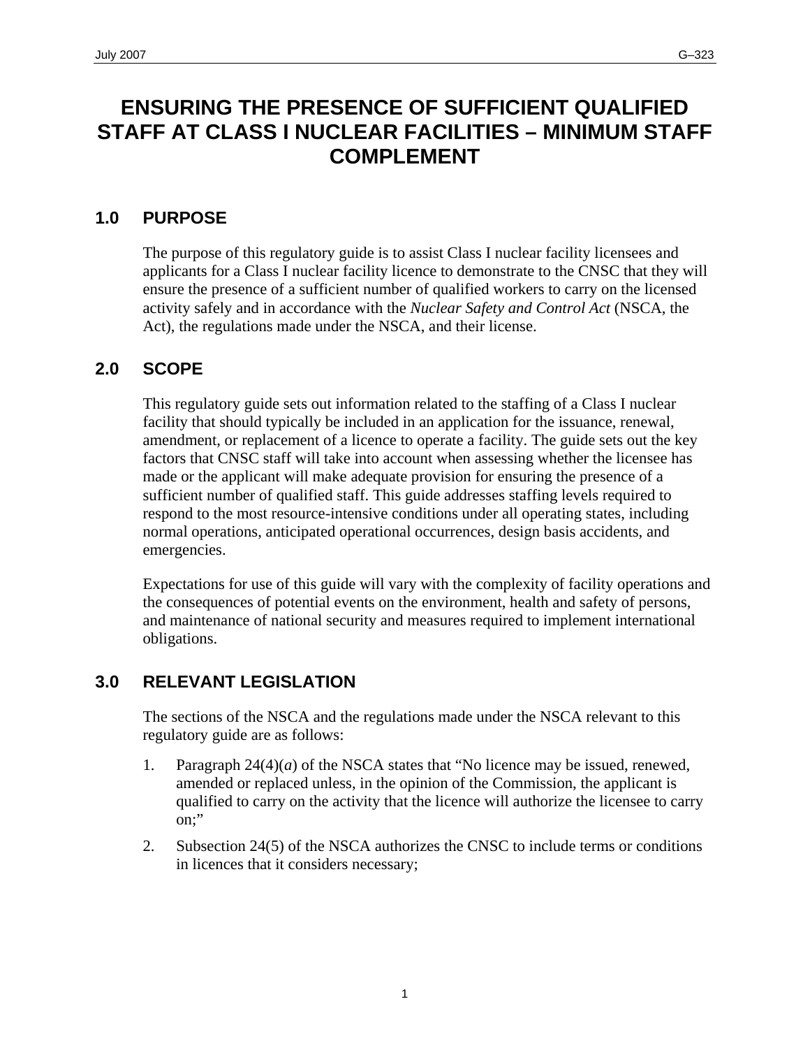# ENSURING THE PRESENCE OF SUFFICIENT QUALIFIED STAFF AT CLASS I NUCLEAR FACILITIES – MINIMUM STAFF COMPLEMENT

## 1.0 PURPOSE

The purpose of this regulatory guide is to assist Class I nuclear facility licensees and applicants for a Class I nuclear facility licence to demonstrate to the CNSC that they will ensure the presence of a sufficient number of qualified workers to carry on the licensed activity safely and in accordance with the *Nuclear Safety and Control Act* (NSCA, the Act), the regulations made under the NSCA, and their license.

## 2.0 SCOPE

This regulatory guide sets out information related to the staffing of a Class I nuclear facility that should typically be included in an application for the issuance, renewal, amendment, or replacement of a licence to operate a facility. The guide sets out the key factors that CNSC staff will take into account when assessing whether the licensee has made or the applicant will make adequate provision for ensuring the presence of a sufficient number of qualified staff. This guide addresses staffing levels required to respond to the most resource-intensive conditions under all operating states, including normal operations, anticipated operational occurrences, design basis accidents, and emergencies.

Expectations for use of this guide will vary with the complexity of facility operations and the consequences of potential events on the environment, health and safety of persons, and maintenance of national security and measures required to implement international obligations.

## 3.0 RELEVANT LEGISLATION

The sections of the NSCA and the regulations made under the NSCA relevant to this regulatory guide are as follows:

1. Paragraph 24(4)(*a*) of the NSCA states that “No licence may be issued, renewed, amended or replaced unless, in the opinion of the Commission, the applicant is qualified to carry on the activity that the licence will authorize the licensee to carry on;”
2. Subsection 24(5) of the NSCA authorizes the CNSC to include terms or conditions in licences that it considers necessary;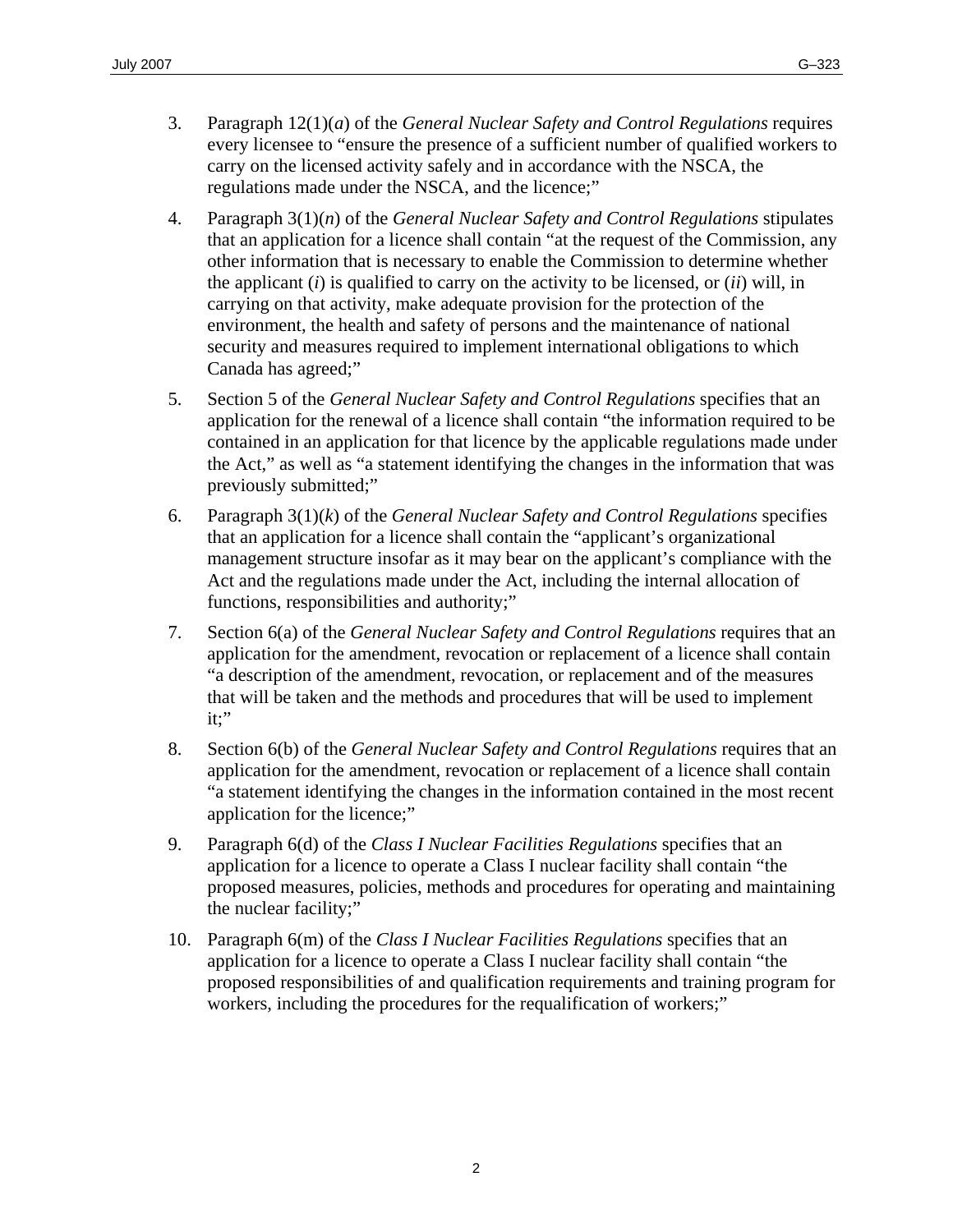3. Paragraph 12(1)(*a*) of the *General Nuclear Safety and Control Regulations* requires every licensee to "ensure the presence of a sufficient number of qualified workers to carry on the licensed activity safely and in accordance with the NSCA, the regulations made under the NSCA, and the licence;"

4. Paragraph 3(1)(*n*) of the *General Nuclear Safety and Control Regulations* stipulates that an application for a licence shall contain "at the request of the Commission, any other information that is necessary to enable the Commission to determine whether the applicant (*i*) is qualified to carry on the activity to be licensed, or (*ii*) will, in carrying on that activity, make adequate provision for the protection of the environment, the health and safety of persons and the maintenance of national security and measures required to implement international obligations to which Canada has agreed;"

5. Section 5 of the *General Nuclear Safety and Control Regulations* specifies that an application for the renewal of a licence shall contain "the information required to be contained in an application for that licence by the applicable regulations made under the Act," as well as "a statement identifying the changes in the information that was previously submitted;"

6. Paragraph 3(1)(*k*) of the *General Nuclear Safety and Control Regulations* specifies that an application for a licence shall contain the "applicant's organizational management structure insofar as it may bear on the applicant's compliance with the Act and the regulations made under the Act, including the internal allocation of functions, responsibilities and authority;"

7. Section 6(a) of the *General Nuclear Safety and Control Regulations* requires that an application for the amendment, revocation or replacement of a licence shall contain "a description of the amendment, revocation, or replacement and of the measures that will be taken and the methods and procedures that will be used to implement it;"

8. Section 6(b) of the *General Nuclear Safety and Control Regulations* requires that an application for the amendment, revocation or replacement of a licence shall contain "a statement identifying the changes in the information contained in the most recent application for the licence;"

9. Paragraph 6(d) of the *Class I Nuclear Facilities Regulations* specifies that an application for a licence to operate a Class I nuclear facility shall contain "the proposed measures, policies, methods and procedures for operating and maintaining the nuclear facility;"

10. Paragraph 6(m) of the *Class I Nuclear Facilities Regulations* specifies that an application for a licence to operate a Class I nuclear facility shall contain "the proposed responsibilities of and qualification requirements and training program for workers, including the procedures for the requalification of workers;"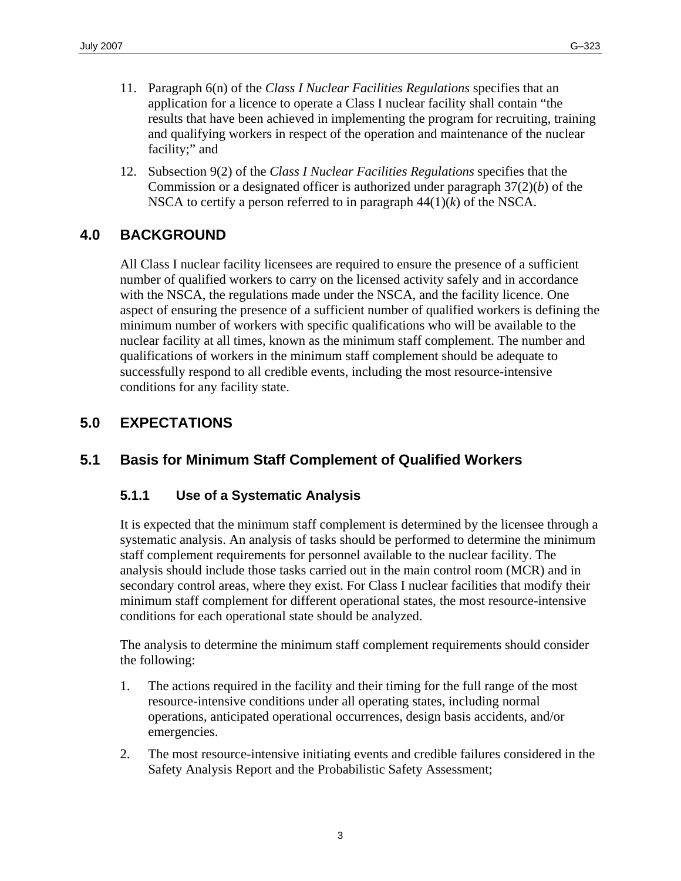11. Paragraph 6(n) of the *Class I Nuclear Facilities Regulations* specifies that an application for a licence to operate a Class I nuclear facility shall contain "the results that have been achieved in implementing the program for recruiting, training and qualifying workers in respect of the operation and maintenance of the nuclear facility;" and

12. Subsection 9(2) of the *Class I Nuclear Facilities Regulations* specifies that the Commission or a designated officer is authorized under paragraph 37(2)(*b*) of the NSCA to certify a person referred to in paragraph 44(1)(*k*) of the NSCA.

## 4.0 BACKGROUND

All Class I nuclear facility licensees are required to ensure the presence of a sufficient number of qualified workers to carry on the licensed activity safely and in accordance with the NSCA, the regulations made under the NSCA, and the facility licence. One aspect of ensuring the presence of a sufficient number of qualified workers is defining the minimum number of workers with specific qualifications who will be available to the nuclear facility at all times, known as the minimum staff complement. The number and qualifications of workers in the minimum staff complement should be adequate to successfully respond to all credible events, including the most resource-intensive conditions for any facility state.

## 5.0 EXPECTATIONS

## 5.1 Basis for Minimum Staff Complement of Qualified Workers

### 5.1.1 Use of a Systematic Analysis

It is expected that the minimum staff complement is determined by the licensee through a systematic analysis. An analysis of tasks should be performed to determine the minimum staff complement requirements for personnel available to the nuclear facility. The analysis should include those tasks carried out in the main control room (MCR) and in secondary control areas, where they exist. For Class I nuclear facilities that modify their minimum staff complement for different operational states, the most resource-intensive conditions for each operational state should be analyzed.

The analysis to determine the minimum staff complement requirements should consider the following:

1. The actions required in the facility and their timing for the full range of the most resource-intensive conditions under all operating states, including normal operations, anticipated operational occurrences, design basis accidents, and/or emergencies.

2. The most resource-intensive initiating events and credible failures considered in the Safety Analysis Report and the Probabilistic Safety Assessment;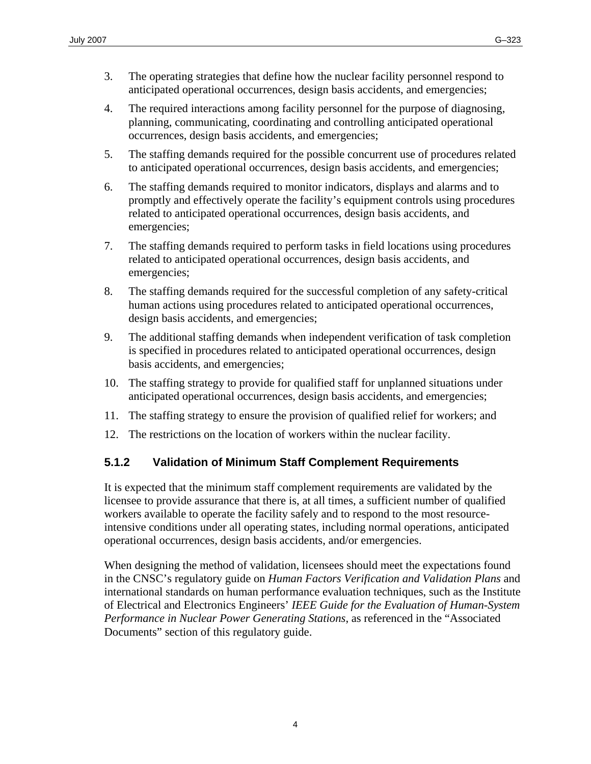3. The operating strategies that define how the nuclear facility personnel respond to anticipated operational occurrences, design basis accidents, and emergencies;
4. The required interactions among facility personnel for the purpose of diagnosing, planning, communicating, coordinating and controlling anticipated operational occurrences, design basis accidents, and emergencies;
5. The staffing demands required for the possible concurrent use of procedures related to anticipated operational occurrences, design basis accidents, and emergencies;
6. The staffing demands required to monitor indicators, displays and alarms and to promptly and effectively operate the facility's equipment controls using procedures related to anticipated operational occurrences, design basis accidents, and emergencies;
7. The staffing demands required to perform tasks in field locations using procedures related to anticipated operational occurrences, design basis accidents, and emergencies;
8. The staffing demands required for the successful completion of any safety-critical human actions using procedures related to anticipated operational occurrences, design basis accidents, and emergencies;
9. The additional staffing demands when independent verification of task completion is specified in procedures related to anticipated operational occurrences, design basis accidents, and emergencies;
10. The staffing strategy to provide for qualified staff for unplanned situations under anticipated operational occurrences, design basis accidents, and emergencies;
11. The staffing strategy to ensure the provision of qualified relief for workers; and
12. The restrictions on the location of workers within the nuclear facility.

### 5.1.2 Validation of Minimum Staff Complement Requirements

It is expected that the minimum staff complement requirements are validated by the licensee to provide assurance that there is, at all times, a sufficient number of qualified workers available to operate the facility safely and to respond to the most resource-intensive conditions under all operating states, including normal operations, anticipated operational occurrences, design basis accidents, and/or emergencies.

When designing the method of validation, licensees should meet the expectations found in the CNSC's regulatory guide on *Human Factors Verification and Validation Plans* and international standards on human performance evaluation techniques, such as the Institute of Electrical and Electronics Engineers' *IEEE Guide for the Evaluation of Human-System Performance in Nuclear Power Generating Stations*, as referenced in the "Associated Documents" section of this regulatory guide.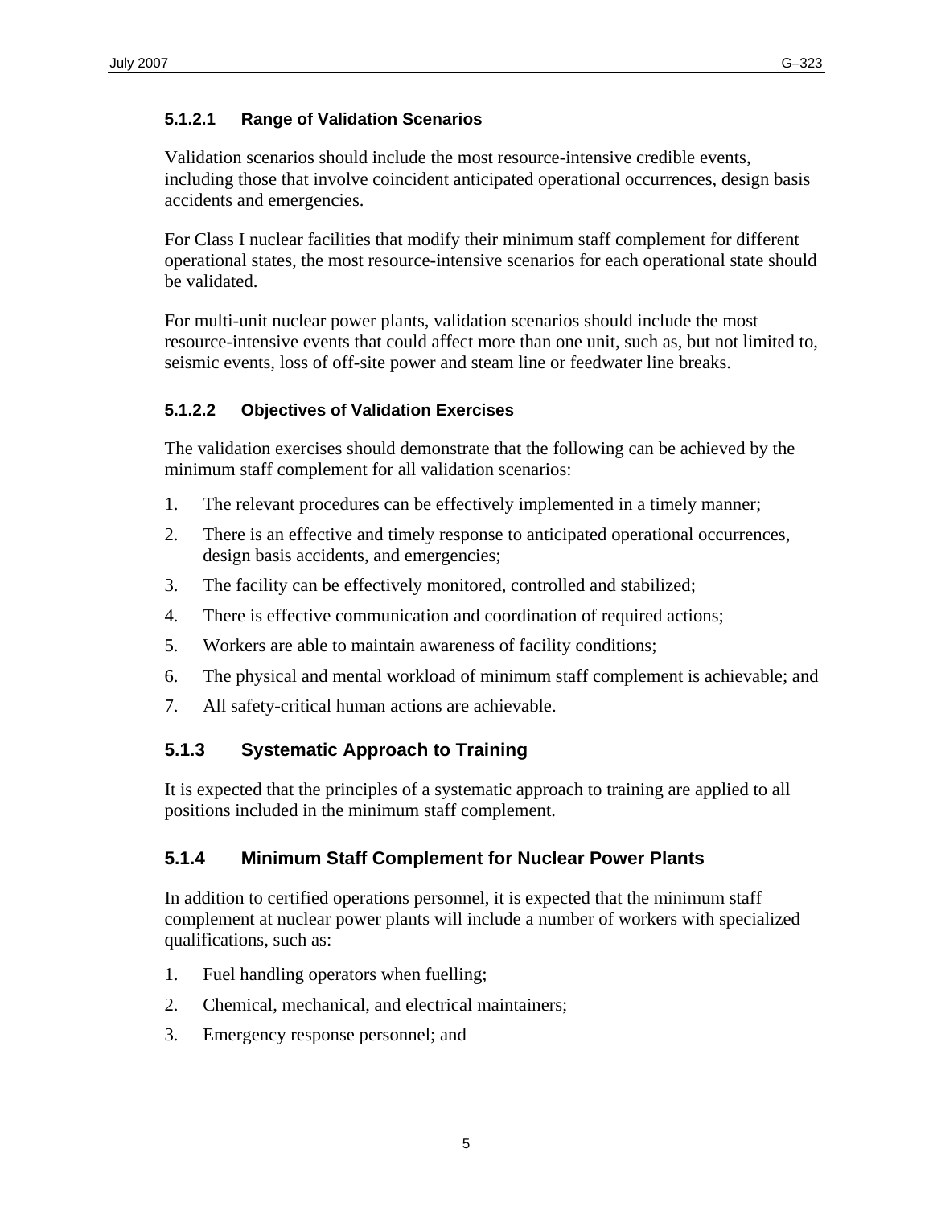#### 5.1.2.1 Range of Validation Scenarios

Validation scenarios should include the most resource-intensive credible events, including those that involve coincident anticipated operational occurrences, design basis accidents and emergencies.

For Class I nuclear facilities that modify their minimum staff complement for different operational states, the most resource-intensive scenarios for each operational state should be validated.

For multi-unit nuclear power plants, validation scenarios should include the most resource-intensive events that could affect more than one unit, such as, but not limited to, seismic events, loss of off-site power and steam line or feedwater line breaks.

#### 5.1.2.2 Objectives of Validation Exercises

The validation exercises should demonstrate that the following can be achieved by the minimum staff complement for all validation scenarios:

1. The relevant procedures can be effectively implemented in a timely manner;
2. There is an effective and timely response to anticipated operational occurrences, design basis accidents, and emergencies;
3. The facility can be effectively monitored, controlled and stabilized;
4. There is effective communication and coordination of required actions;
5. Workers are able to maintain awareness of facility conditions;
6. The physical and mental workload of minimum staff complement is achievable; and
7. All safety-critical human actions are achievable.

### 5.1.3 Systematic Approach to Training

It is expected that the principles of a systematic approach to training are applied to all positions included in the minimum staff complement.

### 5.1.4 Minimum Staff Complement for Nuclear Power Plants

In addition to certified operations personnel, it is expected that the minimum staff complement at nuclear power plants will include a number of workers with specialized qualifications, such as:

1. Fuel handling operators when fuelling;
2. Chemical, mechanical, and electrical maintainers;
3. Emergency response personnel; and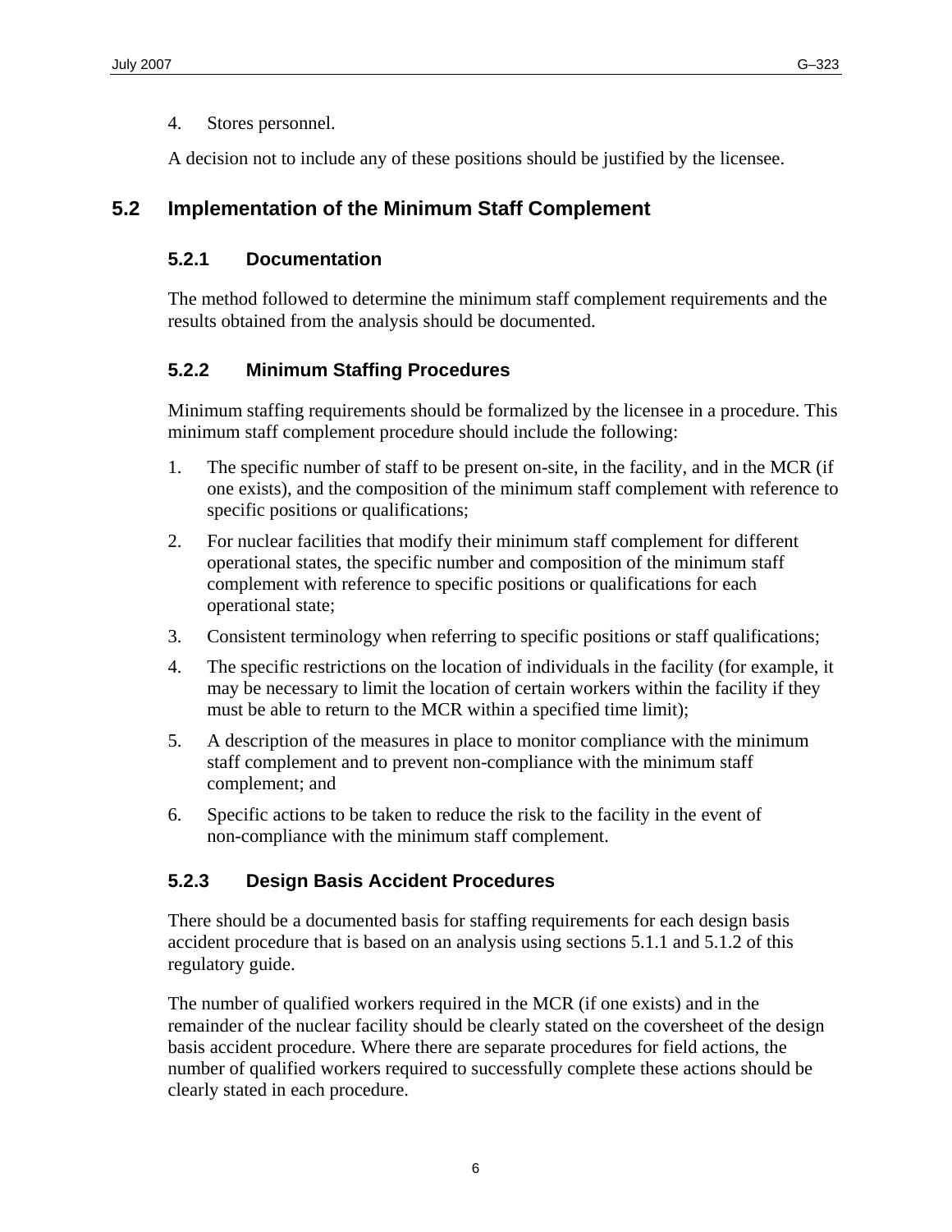4. Stores personnel.

A decision not to include any of these positions should be justified by the licensee.

## 5.2 Implementation of the Minimum Staff Complement

### 5.2.1 Documentation

The method followed to determine the minimum staff complement requirements and the results obtained from the analysis should be documented.

### 5.2.2 Minimum Staffing Procedures

Minimum staffing requirements should be formalized by the licensee in a procedure. This minimum staff complement procedure should include the following:

1. The specific number of staff to be present on-site, in the facility, and in the MCR (if one exists), and the composition of the minimum staff complement with reference to specific positions or qualifications;
2. For nuclear facilities that modify their minimum staff complement for different operational states, the specific number and composition of the minimum staff complement with reference to specific positions or qualifications for each operational state;
3. Consistent terminology when referring to specific positions or staff qualifications;
4. The specific restrictions on the location of individuals in the facility (for example, it may be necessary to limit the location of certain workers within the facility if they must be able to return to the MCR within a specified time limit);
5. A description of the measures in place to monitor compliance with the minimum staff complement and to prevent non-compliance with the minimum staff complement; and
6. Specific actions to be taken to reduce the risk to the facility in the event of non-compliance with the minimum staff complement.

### 5.2.3 Design Basis Accident Procedures

There should be a documented basis for staffing requirements for each design basis accident procedure that is based on an analysis using sections 5.1.1 and 5.1.2 of this regulatory guide.

The number of qualified workers required in the MCR (if one exists) and in the remainder of the nuclear facility should be clearly stated on the coversheet of the design basis accident procedure. Where there are separate procedures for field actions, the number of qualified workers required to successfully complete these actions should be clearly stated in each procedure.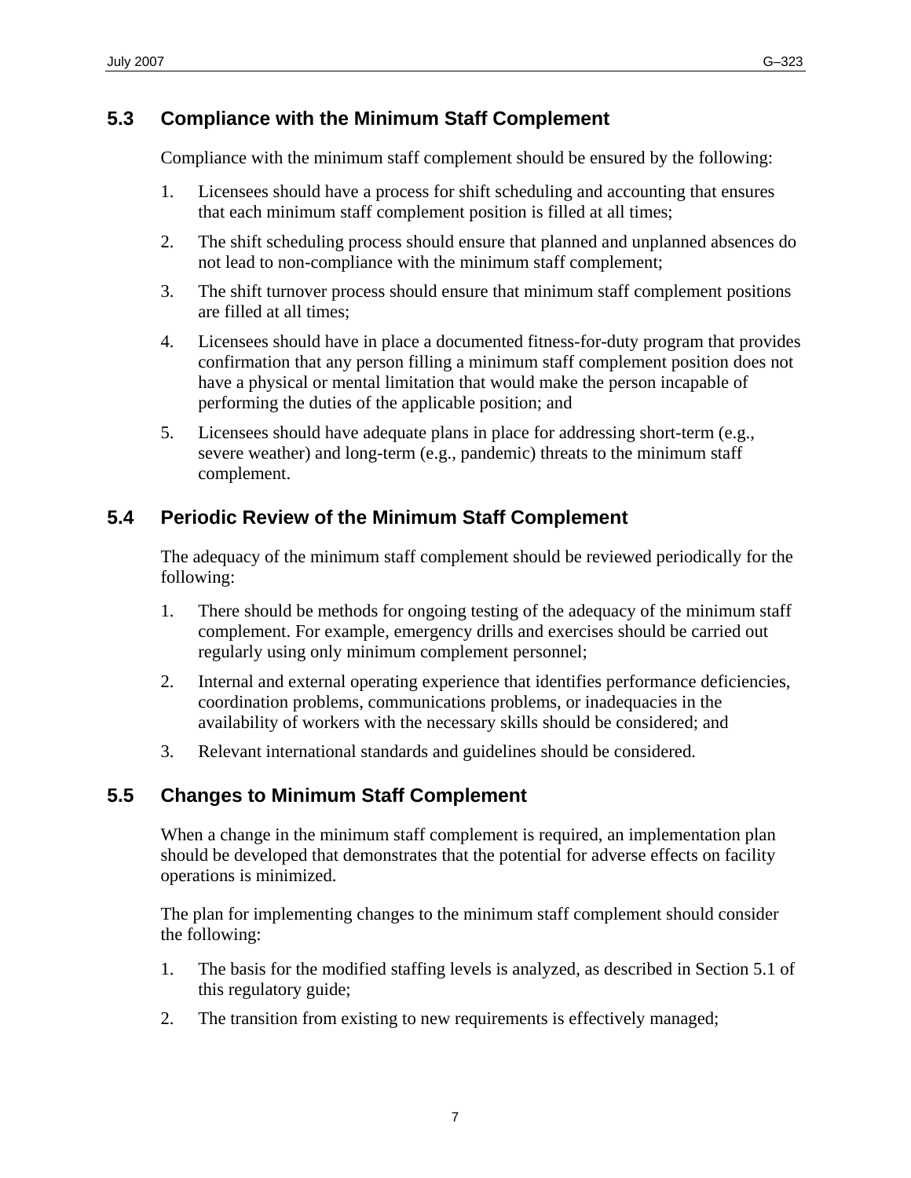## 5.3 Compliance with the Minimum Staff Complement

Compliance with the minimum staff complement should be ensured by the following:

1. Licensees should have a process for shift scheduling and accounting that ensures that each minimum staff complement position is filled at all times;
2. The shift scheduling process should ensure that planned and unplanned absences do not lead to non-compliance with the minimum staff complement;
3. The shift turnover process should ensure that minimum staff complement positions are filled at all times;
4. Licensees should have in place a documented fitness-for-duty program that provides confirmation that any person filling a minimum staff complement position does not have a physical or mental limitation that would make the person incapable of performing the duties of the applicable position; and
5. Licensees should have adequate plans in place for addressing short-term (e.g., severe weather) and long-term (e.g., pandemic) threats to the minimum staff complement.

## 5.4 Periodic Review of the Minimum Staff Complement

The adequacy of the minimum staff complement should be reviewed periodically for the following:

1. There should be methods for ongoing testing of the adequacy of the minimum staff complement. For example, emergency drills and exercises should be carried out regularly using only minimum complement personnel;
2. Internal and external operating experience that identifies performance deficiencies, coordination problems, communications problems, or inadequacies in the availability of workers with the necessary skills should be considered; and
3. Relevant international standards and guidelines should be considered.

## 5.5 Changes to Minimum Staff Complement

When a change in the minimum staff complement is required, an implementation plan should be developed that demonstrates that the potential for adverse effects on facility operations is minimized.

The plan for implementing changes to the minimum staff complement should consider the following:

1. The basis for the modified staffing levels is analyzed, as described in Section 5.1 of this regulatory guide;
2. The transition from existing to new requirements is effectively managed;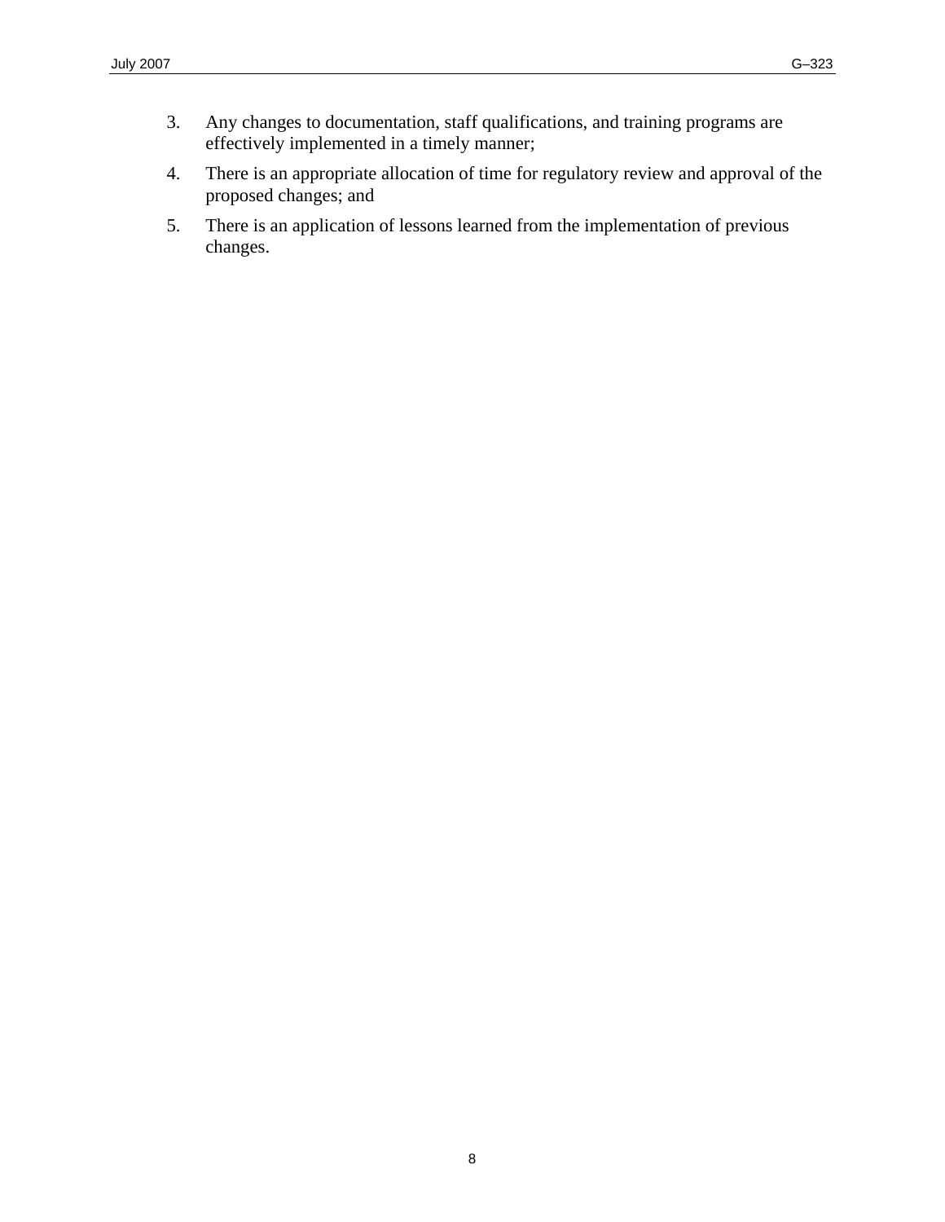3. Any changes to documentation, staff qualifications, and training programs are effectively implemented in a timely manner;
4. There is an appropriate allocation of time for regulatory review and approval of the proposed changes; and
5. There is an application of lessons learned from the implementation of previous changes.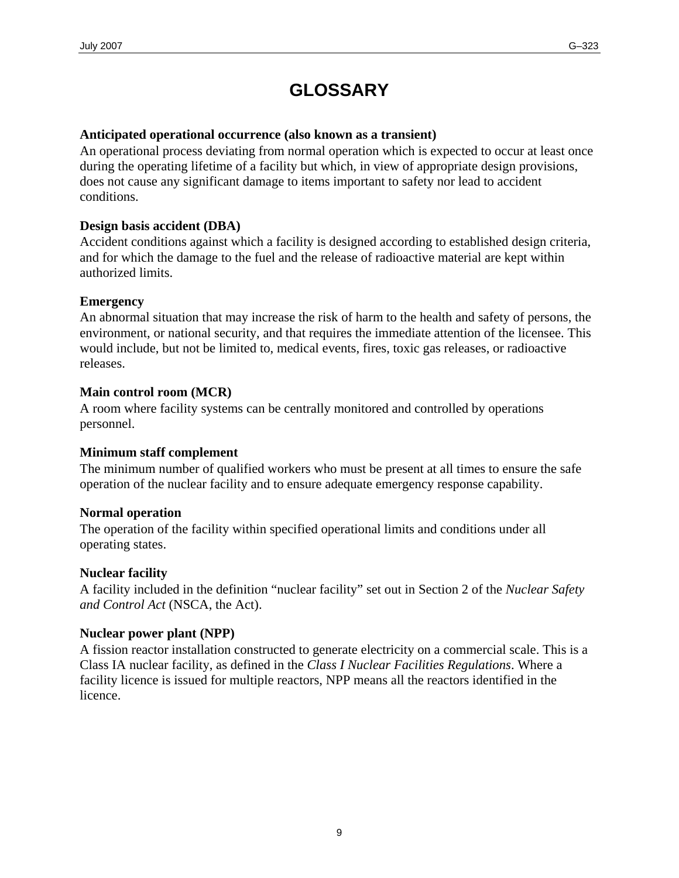# GLOSSARY

**Anticipated operational occurrence (also known as a transient)**
An operational process deviating from normal operation which is expected to occur at least once during the operating lifetime of a facility but which, in view of appropriate design provisions, does not cause any significant damage to items important to safety nor lead to accident conditions.

**Design basis accident (DBA)**
Accident conditions against which a facility is designed according to established design criteria, and for which the damage to the fuel and the release of radioactive material are kept within authorized limits.

**Emergency**
An abnormal situation that may increase the risk of harm to the health and safety of persons, the environment, or national security, and that requires the immediate attention of the licensee. This would include, but not be limited to, medical events, fires, toxic gas releases, or radioactive releases.

**Main control room (MCR)**
A room where facility systems can be centrally monitored and controlled by operations personnel.

**Minimum staff complement**
The minimum number of qualified workers who must be present at all times to ensure the safe operation of the nuclear facility and to ensure adequate emergency response capability.

**Normal operation**
The operation of the facility within specified operational limits and conditions under all operating states.

**Nuclear facility**
A facility included in the definition "nuclear facility" set out in Section 2 of the *Nuclear Safety and Control Act* (NSCA, the Act).

**Nuclear power plant (NPP)**
A fission reactor installation constructed to generate electricity on a commercial scale. This is a Class IA nuclear facility, as defined in the *Class I Nuclear Facilities Regulations*. Where a facility licence is issued for multiple reactors, NPP means all the reactors identified in the licence.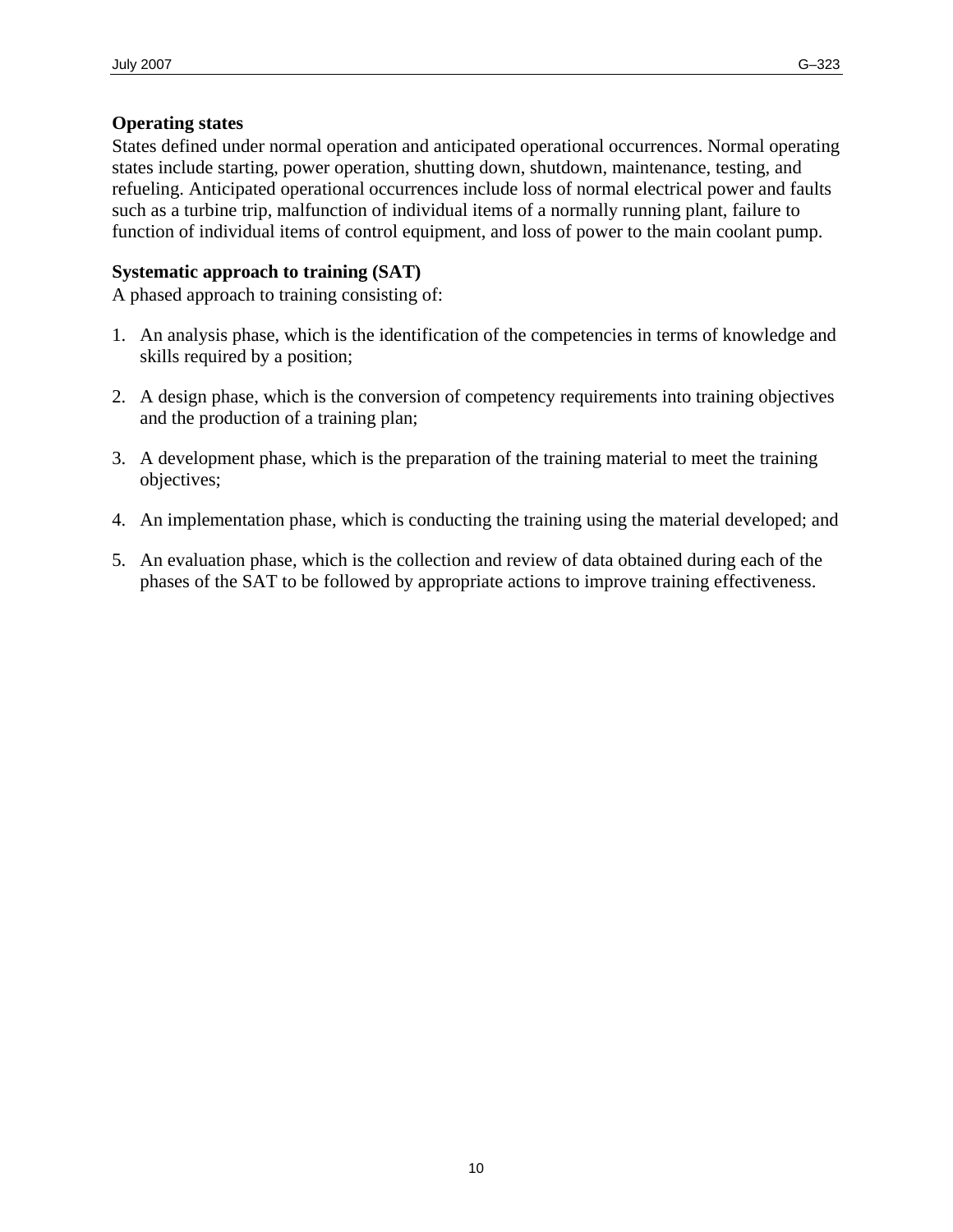**Operating states**
States defined under normal operation and anticipated operational occurrences. Normal operating states include starting, power operation, shutting down, shutdown, maintenance, testing, and refueling. Anticipated operational occurrences include loss of normal electrical power and faults such as a turbine trip, malfunction of individual items of a normally running plant, failure to function of individual items of control equipment, and loss of power to the main coolant pump.

**Systematic approach to training (SAT)**
A phased approach to training consisting of:

1. An analysis phase, which is the identification of the competencies in terms of knowledge and skills required by a position;

2. A design phase, which is the conversion of competency requirements into training objectives and the production of a training plan;

3. A development phase, which is the preparation of the training material to meet the training objectives;

4. An implementation phase, which is conducting the training using the material developed; and

5. An evaluation phase, which is the collection and review of data obtained during each of the phases of the SAT to be followed by appropriate actions to improve training effectiveness.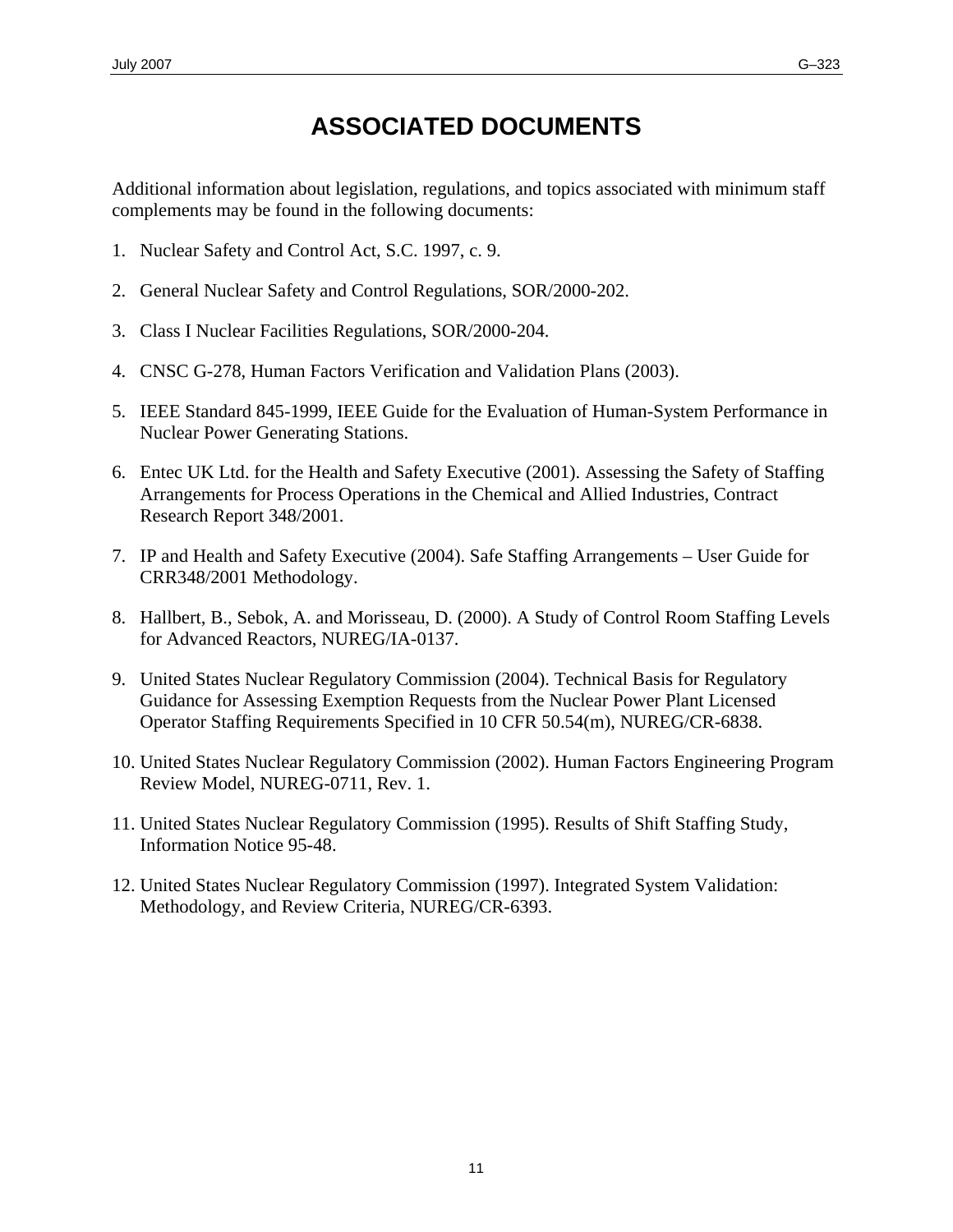# ASSOCIATED DOCUMENTS

Additional information about legislation, regulations, and topics associated with minimum staff complements may be found in the following documents:

1. Nuclear Safety and Control Act, S.C. 1997, c. 9.

2. General Nuclear Safety and Control Regulations, SOR/2000-202.

3. Class I Nuclear Facilities Regulations, SOR/2000-204.

4. CNSC G-278, Human Factors Verification and Validation Plans (2003).

5. IEEE Standard 845-1999, IEEE Guide for the Evaluation of Human-System Performance in Nuclear Power Generating Stations.

6. Entec UK Ltd. for the Health and Safety Executive (2001). Assessing the Safety of Staffing Arrangements for Process Operations in the Chemical and Allied Industries, Contract Research Report 348/2001.

7. IP and Health and Safety Executive (2004). Safe Staffing Arrangements – User Guide for CRR348/2001 Methodology.

8. Hallbert, B., Sebok, A. and Morisseau, D. (2000). A Study of Control Room Staffing Levels for Advanced Reactors, NUREG/IA-0137.

9. United States Nuclear Regulatory Commission (2004). Technical Basis for Regulatory Guidance for Assessing Exemption Requests from the Nuclear Power Plant Licensed Operator Staffing Requirements Specified in 10 CFR 50.54(m), NUREG/CR-6838.

10. United States Nuclear Regulatory Commission (2002). Human Factors Engineering Program Review Model, NUREG-0711, Rev. 1.

11. United States Nuclear Regulatory Commission (1995). Results of Shift Staffing Study, Information Notice 95-48.

12. United States Nuclear Regulatory Commission (1997). Integrated System Validation: Methodology, and Review Criteria, NUREG/CR-6393.